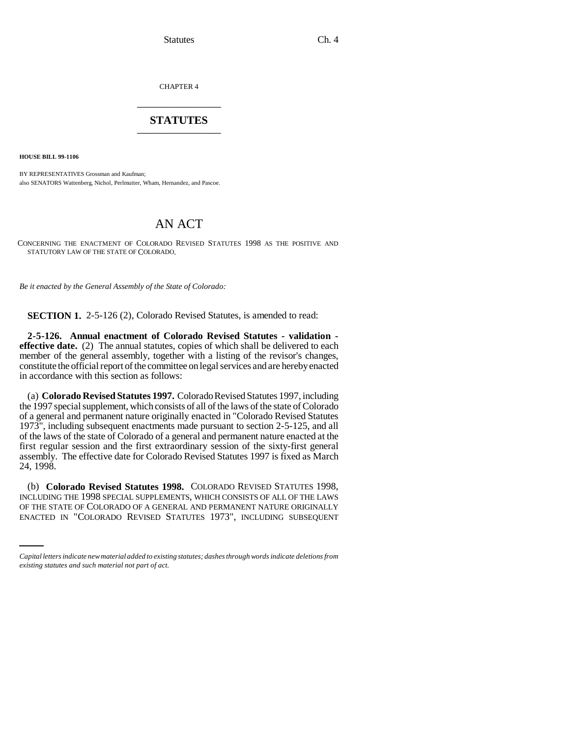CHAPTER 4

## STATUTES

**HOUSE BILL 99-1106**

BY REPRESENTATIVES Grossman and Kaufman;
also SENATORS Wattenberg, Nichol, Perlmutter, Wham, Hernandez, and Pascoe.

# AN ACT

CONCERNING THE ENACTMENT OF COLORADO REVISED STATUTES 1998 AS THE POSITIVE AND STATUTORY LAW OF THE STATE OF COLORADO.

*Be it enacted by the General Assembly of the State of Colorado:*

**SECTION 1.** 2-5-126 (2), Colorado Revised Statutes, is amended to read:

**2-5-126. Annual enactment of Colorado Revised Statutes - validation - effective date.** (2) The annual statutes, copies of which shall be delivered to each member of the general assembly, together with a listing of the revisor's changes, constitute the official report of the committee on legal services and are hereby enacted in accordance with this section as follows:

(a) **Colorado Revised Statutes 1997.** Colorado Revised Statutes 1997, including the 1997 special supplement, which consists of all of the laws of the state of Colorado of a general and permanent nature originally enacted in "Colorado Revised Statutes 1973", including subsequent enactments made pursuant to section 2-5-125, and all of the laws of the state of Colorado of a general and permanent nature enacted at the first regular session and the first extraordinary session of the sixty-first general assembly. The effective date for Colorado Revised Statutes 1997 is fixed as March 24, 1998.

(b) **Colorado Revised Statutes 1998.** COLORADO REVISED STATUTES 1998, INCLUDING THE 1998 SPECIAL SUPPLEMENTS, WHICH CONSISTS OF ALL OF THE LAWS OF THE STATE OF COLORADO OF A GENERAL AND PERMANENT NATURE ORIGINALLY ENACTED IN "COLORADO REVISED STATUTES 1973", INCLUDING SUBSEQUENT

*Capital letters indicate new material added to existing statutes; dashes through words indicate deletions from existing statutes and such material not part of act.*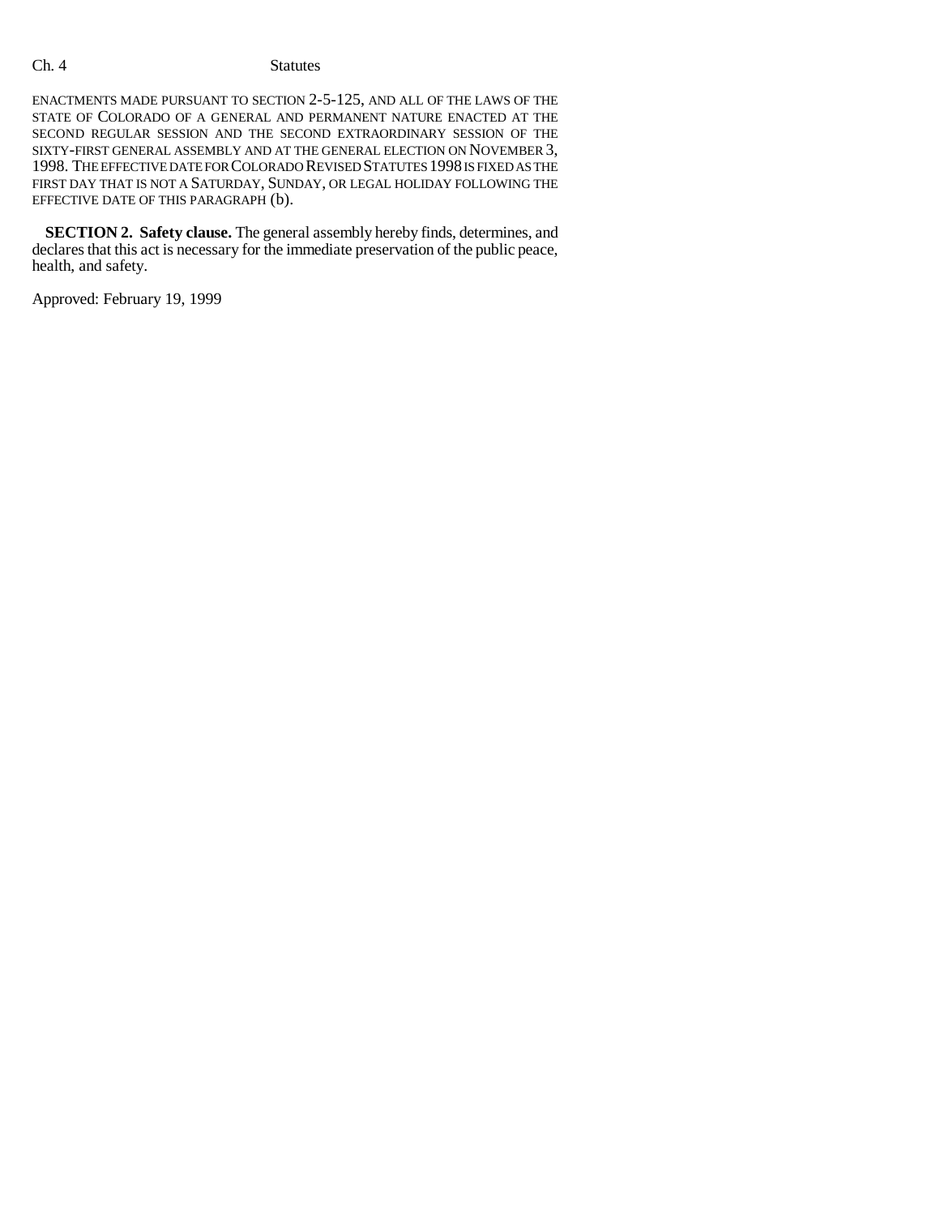ENACTMENTS MADE PURSUANT TO SECTION 2-5-125, AND ALL OF THE LAWS OF THE STATE OF COLORADO OF A GENERAL AND PERMANENT NATURE ENACTED AT THE SECOND REGULAR SESSION AND THE SECOND EXTRAORDINARY SESSION OF THE SIXTY-FIRST GENERAL ASSEMBLY AND AT THE GENERAL ELECTION ON NOVEMBER 3, 1998. THE EFFECTIVE DATE FOR COLORADO REVISED STATUTES 1998 IS FIXED AS THE FIRST DAY THAT IS NOT A SATURDAY, SUNDAY, OR LEGAL HOLIDAY FOLLOWING THE EFFECTIVE DATE OF THIS PARAGRAPH (b).

**SECTION 2. Safety clause.** The general assembly hereby finds, determines, and declares that this act is necessary for the immediate preservation of the public peace, health, and safety.

Approved: February 19, 1999